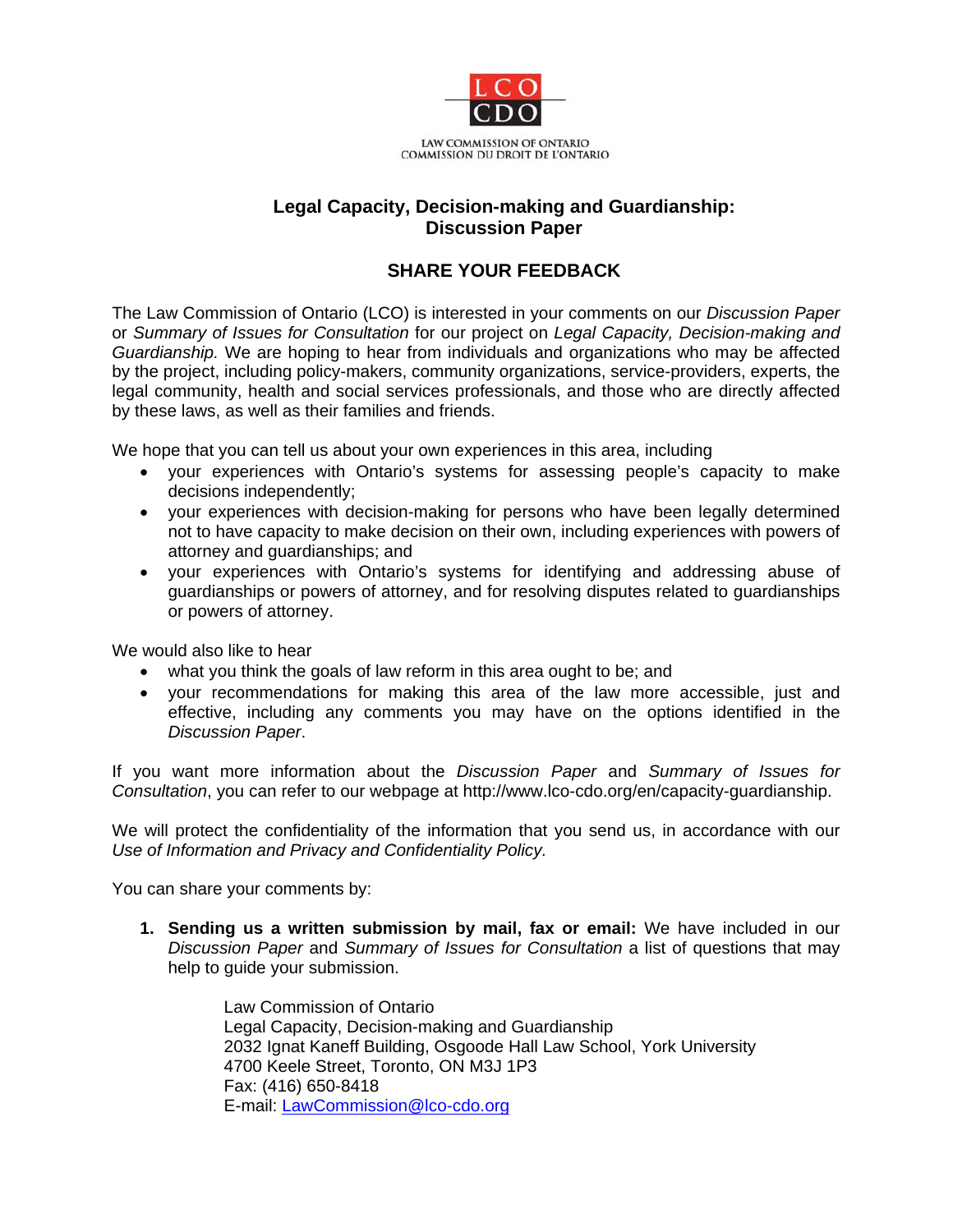LCO
CDO

LAW COMMISSION OF ONTARIO
COMMISSION DU DROIT DE L'ONTARIO

# Legal Capacity, Decision-making and Guardianship: Discussion Paper

## SHARE YOUR FEEDBACK

The Law Commission of Ontario (LCO) is interested in your comments on our *Discussion Paper* or *Summary of Issues for Consultation* for our project on *Legal Capacity, Decision-making and Guardianship.* We are hoping to hear from individuals and organizations who may be affected by the project, including policy-makers, community organizations, service-providers, experts, the legal community, health and social services professionals, and those who are directly affected by these laws, as well as their families and friends.

We hope that you can tell us about your own experiences in this area, including

- your experiences with Ontario's systems for assessing people's capacity to make decisions independently;
- your experiences with decision-making for persons who have been legally determined not to have capacity to make decision on their own, including experiences with powers of attorney and guardianships; and
- your experiences with Ontario's systems for identifying and addressing abuse of guardianships or powers of attorney, and for resolving disputes related to guardianships or powers of attorney.

We would also like to hear

- what you think the goals of law reform in this area ought to be; and
- your recommendations for making this area of the law more accessible, just and effective, including any comments you may have on the options identified in the *Discussion Paper*.

If you want more information about the *Discussion Paper* and *Summary of Issues for Consultation*, you can refer to our webpage at http://www.lco-cdo.org/en/capacity-guardianship.

We will protect the confidentiality of the information that you send us, in accordance with our *Use of Information and Privacy and Confidentiality Policy.*

You can share your comments by:

1. **Sending us a written submission by mail, fax or email:** We have included in our *Discussion Paper* and *Summary of Issues for Consultation* a list of questions that may help to guide your submission.

   Law Commission of Ontario
   Legal Capacity, Decision-making and Guardianship
   2032 Ignat Kaneff Building, Osgoode Hall Law School, York University
   4700 Keele Street, Toronto, ON M3J 1P3
   Fax: (416) 650-8418
   E-mail: LawCommission@lco-cdo.org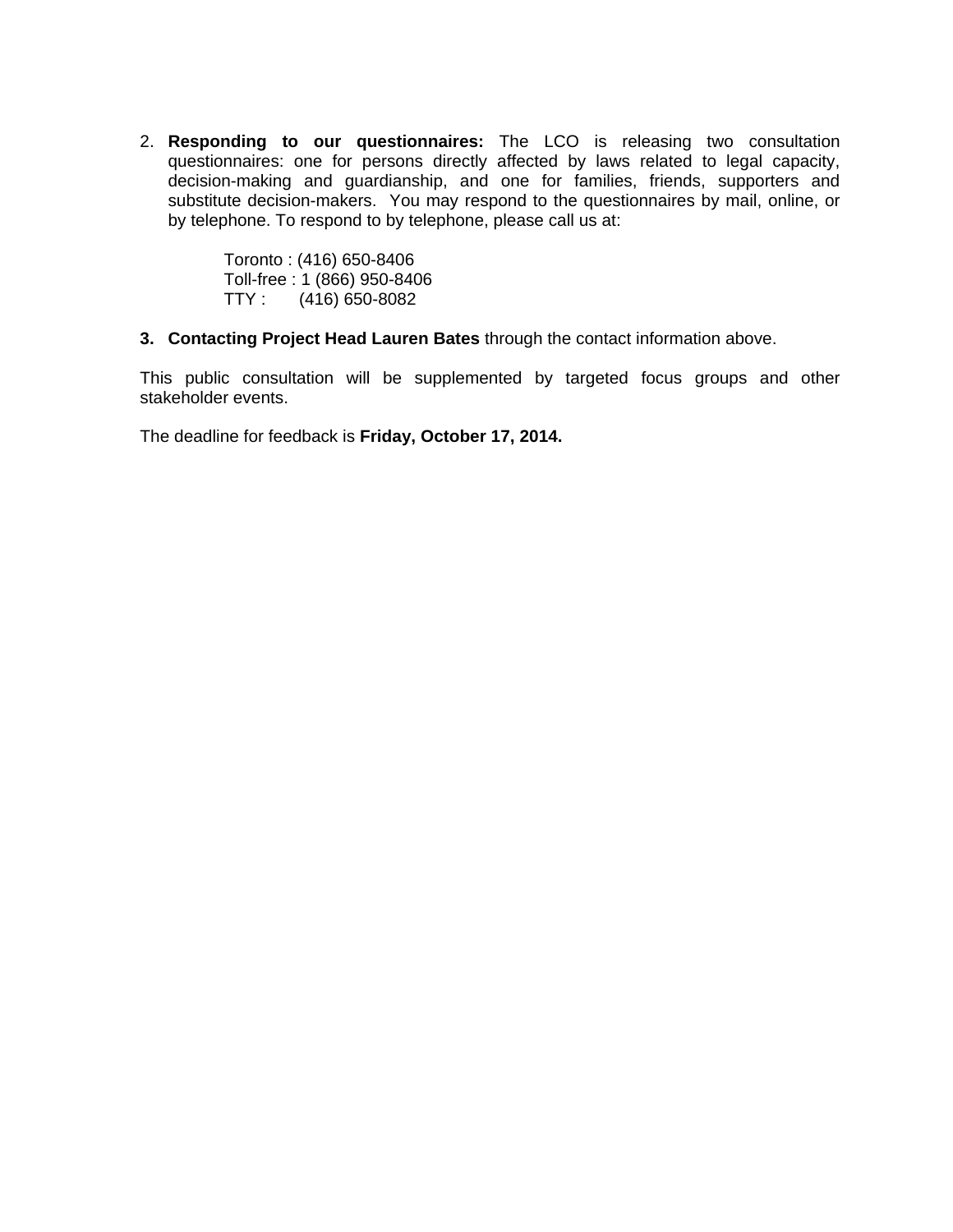2. **Responding to our questionnaires:** The LCO is releasing two consultation questionnaires: one for persons directly affected by laws related to legal capacity, decision-making and guardianship, and one for families, friends, supporters and substitute decision-makers. You may respond to the questionnaires by mail, online, or by telephone. To respond to by telephone, please call us at:

   Toronto : (416) 650-8406
   Toll-free : 1 (866) 950-8406
   TTY : (416) 650-8082

3. **Contacting Project Head Lauren Bates** through the contact information above.

This public consultation will be supplemented by targeted focus groups and other stakeholder events.

The deadline for feedback is **Friday, October 17, 2014.**